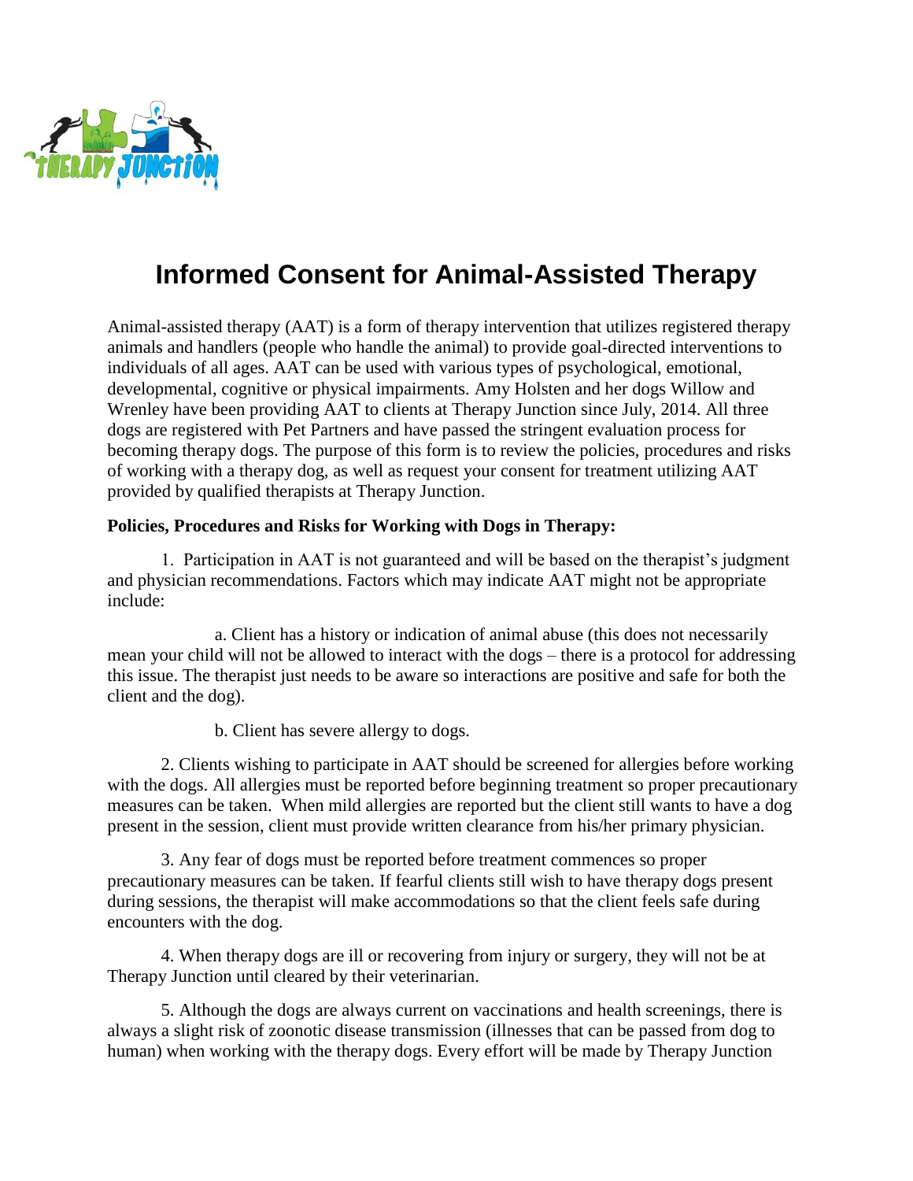# Informed Consent for Animal-Assisted Therapy

Animal-assisted therapy (AAT) is a form of therapy intervention that utilizes registered therapy animals and handlers (people who handle the animal) to provide goal-directed interventions to individuals of all ages. AAT can be used with various types of psychological, emotional, developmental, cognitive or physical impairments. Amy Holsten and her dogs Willow and Wrenley have been providing AAT to clients at Therapy Junction since July, 2014. All three dogs are registered with Pet Partners and have passed the stringent evaluation process for becoming therapy dogs. The purpose of this form is to review the policies, procedures and risks of working with a therapy dog, as well as request your consent for treatment utilizing AAT provided by qualified therapists at Therapy Junction.

**Policies, Procedures and Risks for Working with Dogs in Therapy:**

1. Participation in AAT is not guaranteed and will be based on the therapist's judgment and physician recommendations. Factors which may indicate AAT might not be appropriate include:

    a. Client has a history or indication of animal abuse (this does not necessarily mean your child will not be allowed to interact with the dogs – there is a protocol for addressing this issue. The therapist just needs to be aware so interactions are positive and safe for both the client and the dog).

    b. Client has severe allergy to dogs.

2. Clients wishing to participate in AAT should be screened for allergies before working with the dogs. All allergies must be reported before beginning treatment so proper precautionary measures can be taken. When mild allergies are reported but the client still wants to have a dog present in the session, client must provide written clearance from his/her primary physician.

3. Any fear of dogs must be reported before treatment commences so proper precautionary measures can be taken. If fearful clients still wish to have therapy dogs present during sessions, the therapist will make accommodations so that the client feels safe during encounters with the dog.

4. When therapy dogs are ill or recovering from injury or surgery, they will not be at Therapy Junction until cleared by their veterinarian.

5. Although the dogs are always current on vaccinations and health screenings, there is always a slight risk of zoonotic disease transmission (illnesses that can be passed from dog to human) when working with the therapy dogs. Every effort will be made by Therapy Junction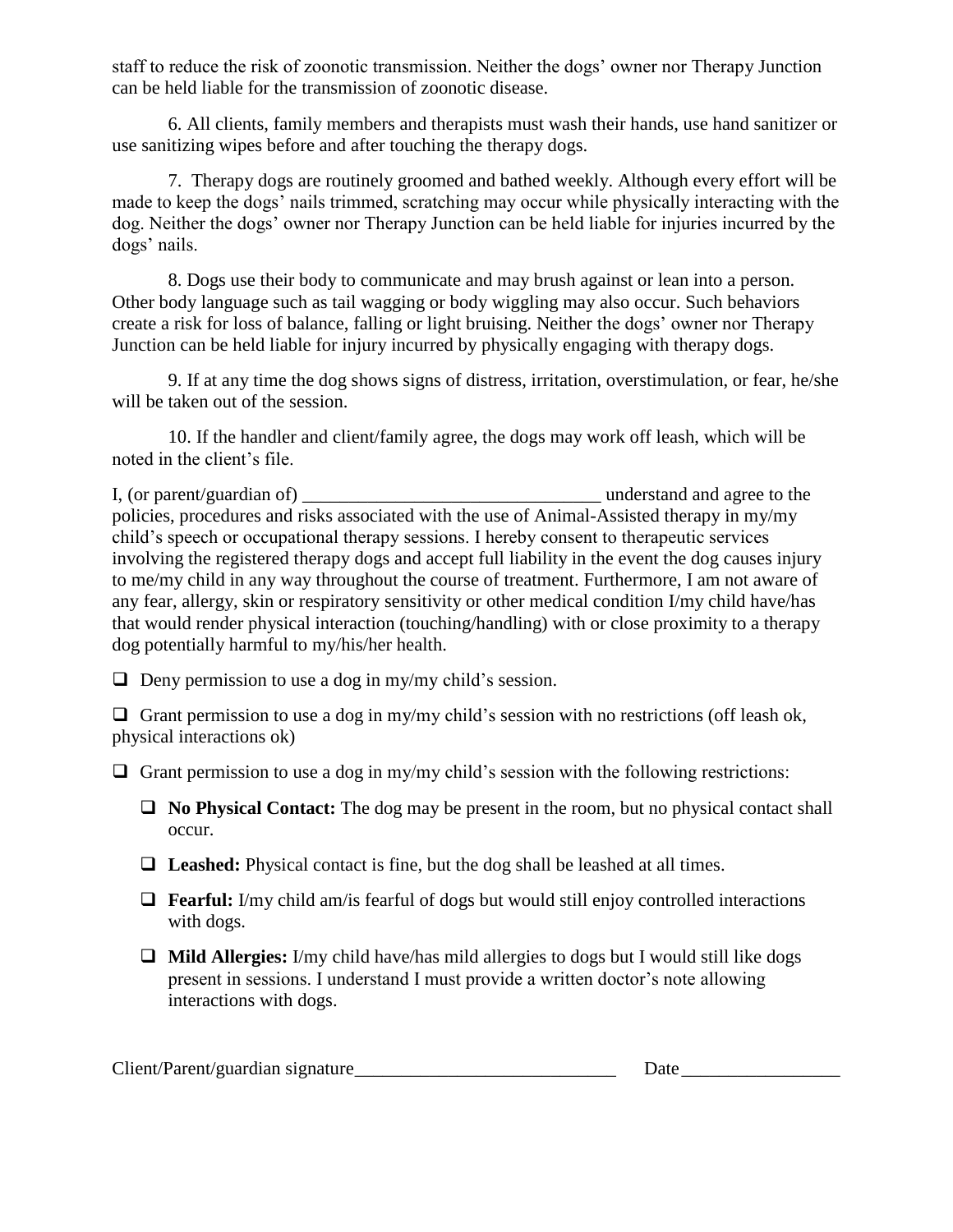staff to reduce the risk of zoonotic transmission. Neither the dogs' owner nor Therapy Junction can be held liable for the transmission of zoonotic disease.

6. All clients, family members and therapists must wash their hands, use hand sanitizer or use sanitizing wipes before and after touching the therapy dogs.

7. Therapy dogs are routinely groomed and bathed weekly. Although every effort will be made to keep the dogs' nails trimmed, scratching may occur while physically interacting with the dog. Neither the dogs' owner nor Therapy Junction can be held liable for injuries incurred by the dogs' nails.

8. Dogs use their body to communicate and may brush against or lean into a person. Other body language such as tail wagging or body wiggling may also occur. Such behaviors create a risk for loss of balance, falling or light bruising. Neither the dogs' owner nor Therapy Junction can be held liable for injury incurred by physically engaging with therapy dogs.

9. If at any time the dog shows signs of distress, irritation, overstimulation, or fear, he/she will be taken out of the session.

10. If the handler and client/family agree, the dogs may work off leash, which will be noted in the client's file.

I, (or parent/guardian of) ________________________________ understand and agree to the policies, procedures and risks associated with the use of Animal-Assisted therapy in my/my child's speech or occupational therapy sessions. I hereby consent to therapeutic services involving the registered therapy dogs and accept full liability in the event the dog causes injury to me/my child in any way throughout the course of treatment. Furthermore, I am not aware of any fear, allergy, skin or respiratory sensitivity or other medical condition I/my child have/has that would render physical interaction (touching/handling) with or close proximity to a therapy dog potentially harmful to my/his/her health.

- ☐ Deny permission to use a dog in my/my child's session.

- ☐ Grant permission to use a dog in my/my child's session with no restrictions (off leash ok, physical interactions ok)

- ☐ Grant permission to use a dog in my/my child's session with the following restrictions:
  - ☐ **No Physical Contact:** The dog may be present in the room, but no physical contact shall occur.
  - ☐ **Leashed:** Physical contact is fine, but the dog shall be leashed at all times.
  - ☐ **Fearful:** I/my child am/is fearful of dogs but would still enjoy controlled interactions with dogs.
  - ☐ **Mild Allergies:** I/my child have/has mild allergies to dogs but I would still like dogs present in sessions. I understand I must provide a written doctor's note allowing interactions with dogs.

Client/Parent/guardian signature____________________________ Date_________________